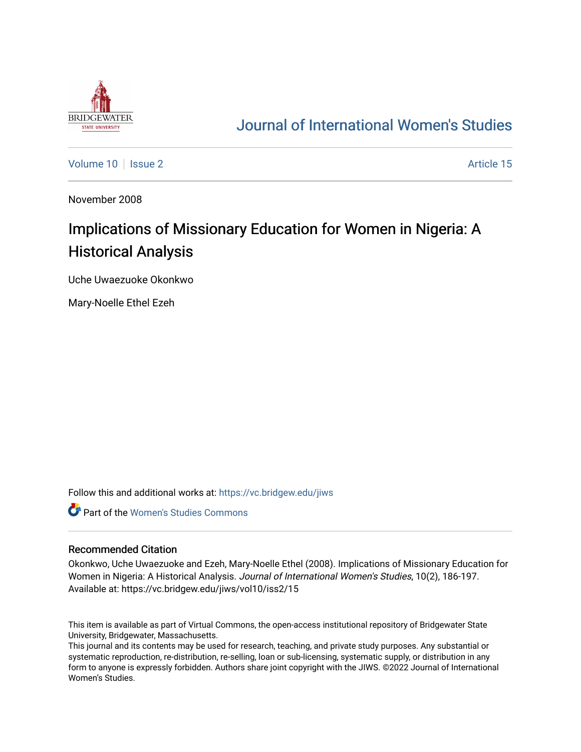BRIDGEWATER STATE UNIVERSITY

# Journal of International Women's Studies

Volume 10 | Issue 2 Article 15

November 2008

## Implications of Missionary Education for Women in Nigeria: A Historical Analysis

Uche Uwaezuoke Okonkwo

Mary-Noelle Ethel Ezeh

Follow this and additional works at: https://vc.bridgew.edu/jiws

Part of the Women's Studies Commons

### Recommended Citation

Okonkwo, Uche Uwaezuoke and Ezeh, Mary-Noelle Ethel (2008). Implications of Missionary Education for Women in Nigeria: A Historical Analysis. *Journal of International Women's Studies*, 10(2), 186-197. Available at: https://vc.bridgew.edu/jiws/vol10/iss2/15

This item is available as part of Virtual Commons, the open-access institutional repository of Bridgewater State University, Bridgewater, Massachusetts.
This journal and its contents may be used for research, teaching, and private study purposes. Any substantial or systematic reproduction, re-distribution, re-selling, loan or sub-licensing, systematic supply, or distribution in any form to anyone is expressly forbidden. Authors share joint copyright with the JIWS. ©2022 Journal of International Women's Studies.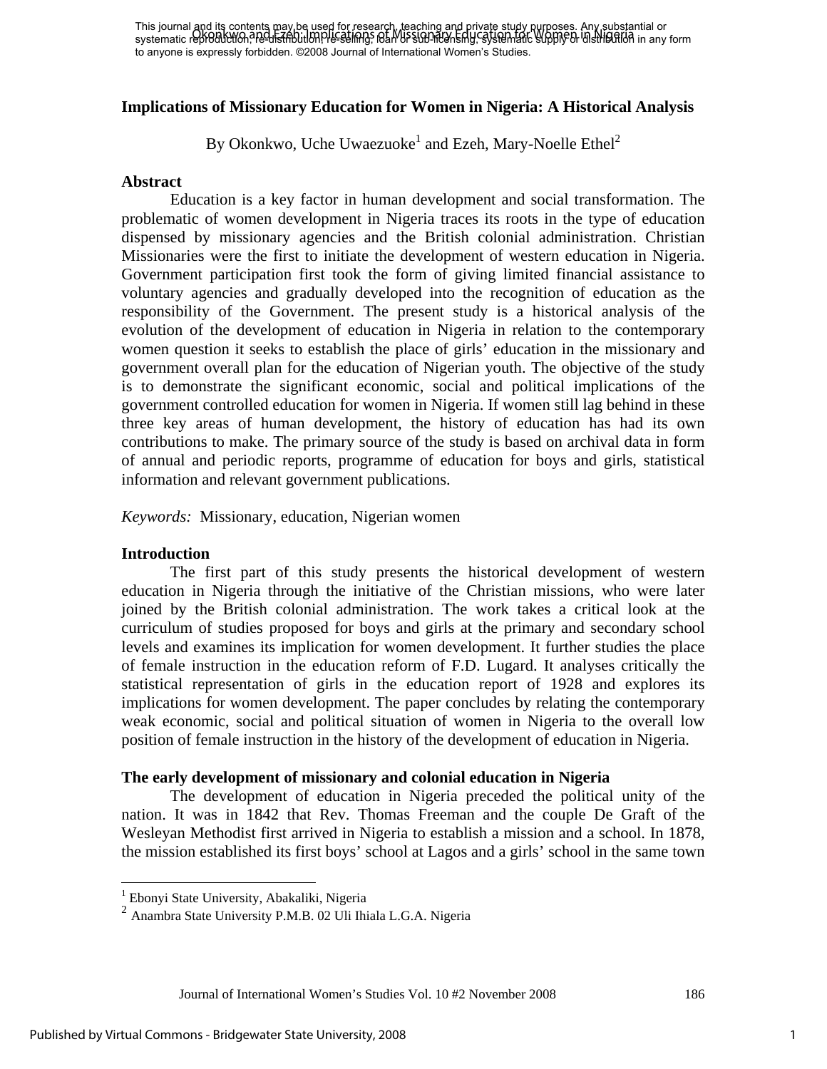This journal and its contents may be used for research, teaching and private study purposes. Any substantial or systematic reproduction, re-distribution, re-selling, loan or sub-licensing, systematic supply or distribution in any form to anyone is expressly forbidden. ©2008 Journal of International Women's Studies.

## Implications of Missionary Education for Women in Nigeria: A Historical Analysis

By Okonkwo, Uche Uwaezuoke[1] and Ezeh, Mary-Noelle Ethel[2]

### Abstract

Education is a key factor in human development and social transformation. The problematic of women development in Nigeria traces its roots in the type of education dispensed by missionary agencies and the British colonial administration. Christian Missionaries were the first to initiate the development of western education in Nigeria. Government participation first took the form of giving limited financial assistance to voluntary agencies and gradually developed into the recognition of education as the responsibility of the Government. The present study is a historical analysis of the evolution of the development of education in Nigeria in relation to the contemporary women question it seeks to establish the place of girls' education in the missionary and government overall plan for the education of Nigerian youth. The objective of the study is to demonstrate the significant economic, social and political implications of the government controlled education for women in Nigeria. If women still lag behind in these three key areas of human development, the history of education has had its own contributions to make. The primary source of the study is based on archival data in form of annual and periodic reports, programme of education for boys and girls, statistical information and relevant government publications.

*Keywords:* Missionary, education, Nigerian women

### Introduction

The first part of this study presents the historical development of western education in Nigeria through the initiative of the Christian missions, who were later joined by the British colonial administration. The work takes a critical look at the curriculum of studies proposed for boys and girls at the primary and secondary school levels and examines its implication for women development. It further studies the place of female instruction in the education reform of F.D. Lugard. It analyses critically the statistical representation of girls in the education report of 1928 and explores its implications for women development. The paper concludes by relating the contemporary weak economic, social and political situation of women in Nigeria to the overall low position of female instruction in the history of the development of education in Nigeria.

### The early development of missionary and colonial education in Nigeria

The development of education in Nigeria preceded the political unity of the nation. It was in 1842 that Rev. Thomas Freeman and the couple De Graft of the Wesleyan Methodist first arrived in Nigeria to establish a mission and a school. In 1878, the mission established its first boys' school at Lagos and a girls' school in the same town

[1] Ebonyi State University, Abakaliki, Nigeria

[2] Anambra State University P.M.B. 02 Uli Ihiala L.G.A. Nigeria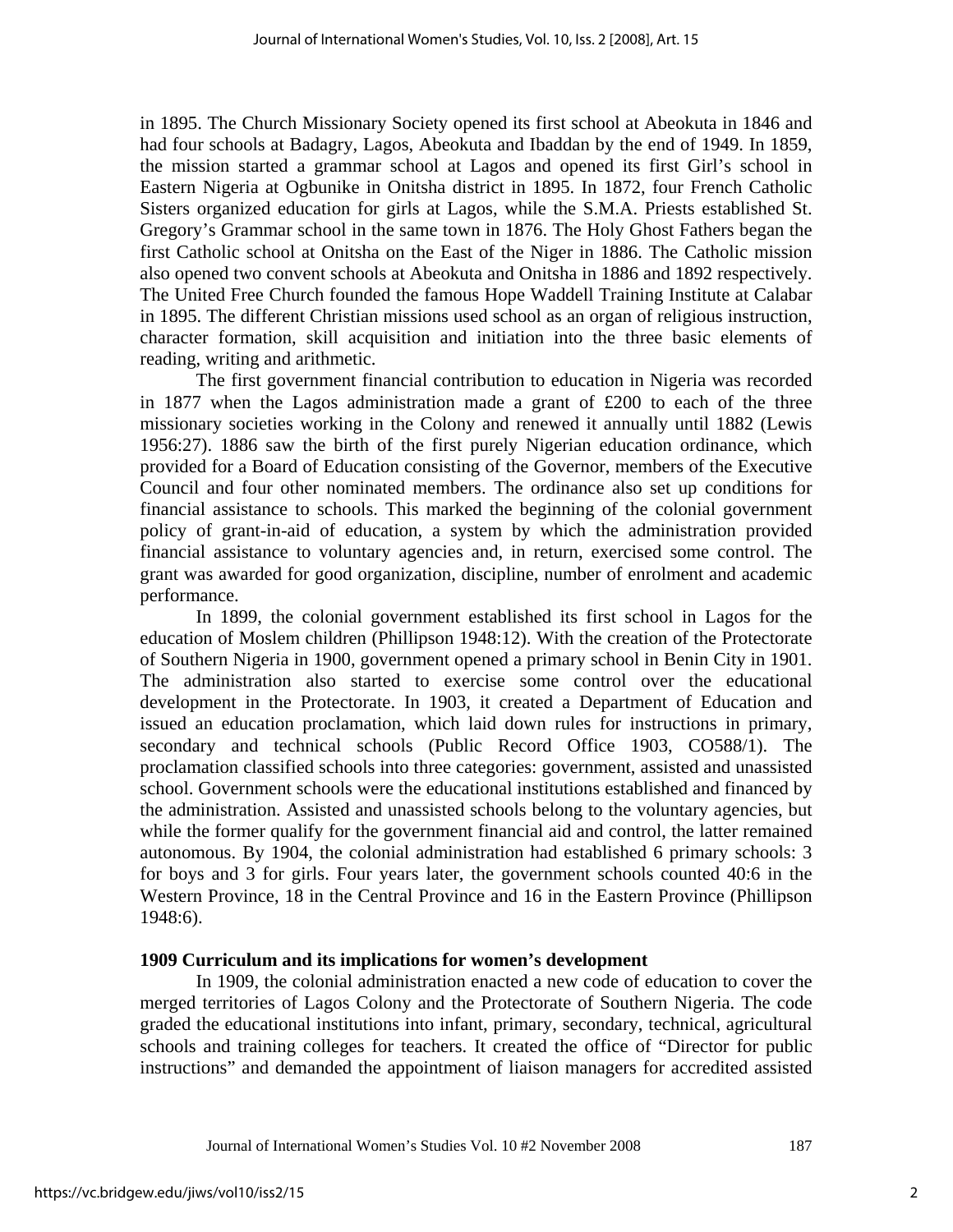in 1895. The Church Missionary Society opened its first school at Abeokuta in 1846 and had four schools at Badagry, Lagos, Abeokuta and Ibaddan by the end of 1949. In 1859, the mission started a grammar school at Lagos and opened its first Girl's school in Eastern Nigeria at Ogbunike in Onitsha district in 1895. In 1872, four French Catholic Sisters organized education for girls at Lagos, while the S.M.A. Priests established St. Gregory's Grammar school in the same town in 1876. The Holy Ghost Fathers began the first Catholic school at Onitsha on the East of the Niger in 1886. The Catholic mission also opened two convent schools at Abeokuta and Onitsha in 1886 and 1892 respectively. The United Free Church founded the famous Hope Waddell Training Institute at Calabar in 1895. The different Christian missions used school as an organ of religious instruction, character formation, skill acquisition and initiation into the three basic elements of reading, writing and arithmetic.

The first government financial contribution to education in Nigeria was recorded in 1877 when the Lagos administration made a grant of £200 to each of the three missionary societies working in the Colony and renewed it annually until 1882 (Lewis 1956:27). 1886 saw the birth of the first purely Nigerian education ordinance, which provided for a Board of Education consisting of the Governor, members of the Executive Council and four other nominated members. The ordinance also set up conditions for financial assistance to schools. This marked the beginning of the colonial government policy of grant-in-aid of education, a system by which the administration provided financial assistance to voluntary agencies and, in return, exercised some control. The grant was awarded for good organization, discipline, number of enrolment and academic performance.

In 1899, the colonial government established its first school in Lagos for the education of Moslem children (Phillipson 1948:12). With the creation of the Protectorate of Southern Nigeria in 1900, government opened a primary school in Benin City in 1901. The administration also started to exercise some control over the educational development in the Protectorate. In 1903, it created a Department of Education and issued an education proclamation, which laid down rules for instructions in primary, secondary and technical schools (Public Record Office 1903, CO588/1). The proclamation classified schools into three categories: government, assisted and unassisted school. Government schools were the educational institutions established and financed by the administration. Assisted and unassisted schools belong to the voluntary agencies, but while the former qualify for the government financial aid and control, the latter remained autonomous. By 1904, the colonial administration had established 6 primary schools: 3 for boys and 3 for girls. Four years later, the government schools counted 40:6 in the Western Province, 18 in the Central Province and 16 in the Eastern Province (Phillipson 1948:6).

### 1909 Curriculum and its implications for women's development

In 1909, the colonial administration enacted a new code of education to cover the merged territories of Lagos Colony and the Protectorate of Southern Nigeria. The code graded the educational institutions into infant, primary, secondary, technical, agricultural schools and training colleges for teachers. It created the office of "Director for public instructions" and demanded the appointment of liaison managers for accredited assisted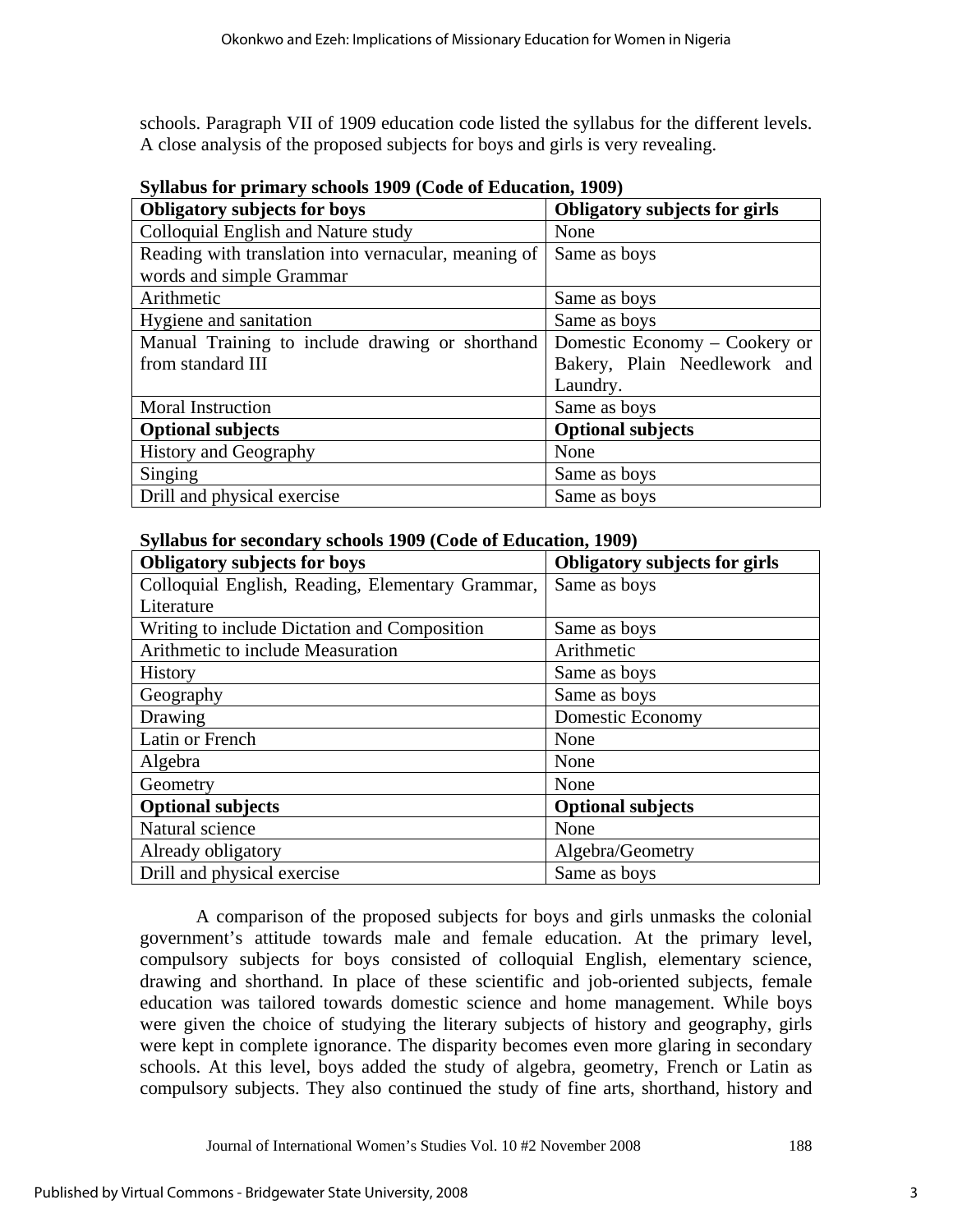schools. Paragraph VII of 1909 education code listed the syllabus for the different levels. A close analysis of the proposed subjects for boys and girls is very revealing.

**Syllabus for primary schools 1909 (Code of Education, 1909)**

| Obligatory subjects for boys | Obligatory subjects for girls |
|---|---|
| Colloquial English and Nature study | None |
| Reading with translation into vernacular, meaning of words and simple Grammar | Same as boys |
| Arithmetic | Same as boys |
| Hygiene and sanitation | Same as boys |
| Manual Training to include drawing or shorthand from standard III | Domestic Economy – Cookery or Bakery, Plain Needlework and Laundry. |
| Moral Instruction | Same as boys |
| **Optional subjects** | **Optional subjects** |
| History and Geography | None |
| Singing | Same as boys |
| Drill and physical exercise | Same as boys |

**Syllabus for secondary schools 1909 (Code of Education, 1909)**

| Obligatory subjects for boys | Obligatory subjects for girls |
|---|---|
| Colloquial English, Reading, Elementary Grammar, Literature | Same as boys |
| Writing to include Dictation and Composition | Same as boys |
| Arithmetic to include Measuration | Arithmetic |
| History | Same as boys |
| Geography | Same as boys |
| Drawing | Domestic Economy |
| Latin or French | None |
| Algebra | None |
| Geometry | None |
| **Optional subjects** | **Optional subjects** |
| Natural science | None |
| Already obligatory | Algebra/Geometry |
| Drill and physical exercise | Same as boys |

A comparison of the proposed subjects for boys and girls unmasks the colonial government's attitude towards male and female education. At the primary level, compulsory subjects for boys consisted of colloquial English, elementary science, drawing and shorthand. In place of these scientific and job-oriented subjects, female education was tailored towards domestic science and home management. While boys were given the choice of studying the literary subjects of history and geography, girls were kept in complete ignorance. The disparity becomes even more glaring in secondary schools. At this level, boys added the study of algebra, geometry, French or Latin as compulsory subjects. They also continued the study of fine arts, shorthand, history and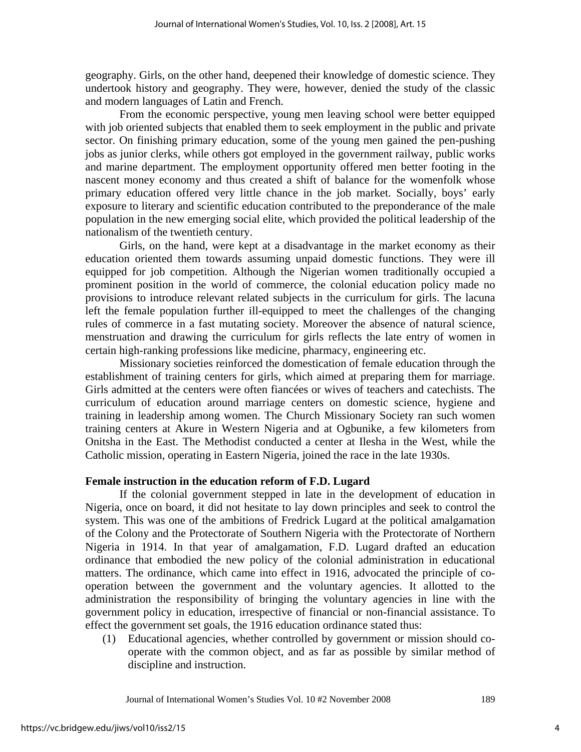geography. Girls, on the other hand, deepened their knowledge of domestic science. They undertook history and geography. They were, however, denied the study of the classic and modern languages of Latin and French.

From the economic perspective, young men leaving school were better equipped with job oriented subjects that enabled them to seek employment in the public and private sector. On finishing primary education, some of the young men gained the pen-pushing jobs as junior clerks, while others got employed in the government railway, public works and marine department. The employment opportunity offered men better footing in the nascent money economy and thus created a shift of balance for the womenfolk whose primary education offered very little chance in the job market. Socially, boys' early exposure to literary and scientific education contributed to the preponderance of the male population in the new emerging social elite, which provided the political leadership of the nationalism of the twentieth century.

Girls, on the hand, were kept at a disadvantage in the market economy as their education oriented them towards assuming unpaid domestic functions. They were ill equipped for job competition. Although the Nigerian women traditionally occupied a prominent position in the world of commerce, the colonial education policy made no provisions to introduce relevant related subjects in the curriculum for girls. The lacuna left the female population further ill-equipped to meet the challenges of the changing rules of commerce in a fast mutating society. Moreover the absence of natural science, menstruation and drawing the curriculum for girls reflects the late entry of women in certain high-ranking professions like medicine, pharmacy, engineering etc.

Missionary societies reinforced the domestication of female education through the establishment of training centers for girls, which aimed at preparing them for marriage. Girls admitted at the centers were often fiancées or wives of teachers and catechists. The curriculum of education around marriage centers on domestic science, hygiene and training in leadership among women. The Church Missionary Society ran such women training centers at Akure in Western Nigeria and at Ogbunike, a few kilometers from Onitsha in the East. The Methodist conducted a center at Ilesha in the West, while the Catholic mission, operating in Eastern Nigeria, joined the race in the late 1930s.

**Female instruction in the education reform of F.D. Lugard**

If the colonial government stepped in late in the development of education in Nigeria, once on board, it did not hesitate to lay down principles and seek to control the system. This was one of the ambitions of Fredrick Lugard at the political amalgamation of the Colony and the Protectorate of Southern Nigeria with the Protectorate of Northern Nigeria in 1914. In that year of amalgamation, F.D. Lugard drafted an education ordinance that embodied the new policy of the colonial administration in educational matters. The ordinance, which came into effect in 1916, advocated the principle of co-operation between the government and the voluntary agencies. It allotted to the administration the responsibility of bringing the voluntary agencies in line with the government policy in education, irrespective of financial or non-financial assistance. To effect the government set goals, the 1916 education ordinance stated thus:

(1) Educational agencies, whether controlled by government or mission should co-operate with the common object, and as far as possible by similar method of discipline and instruction.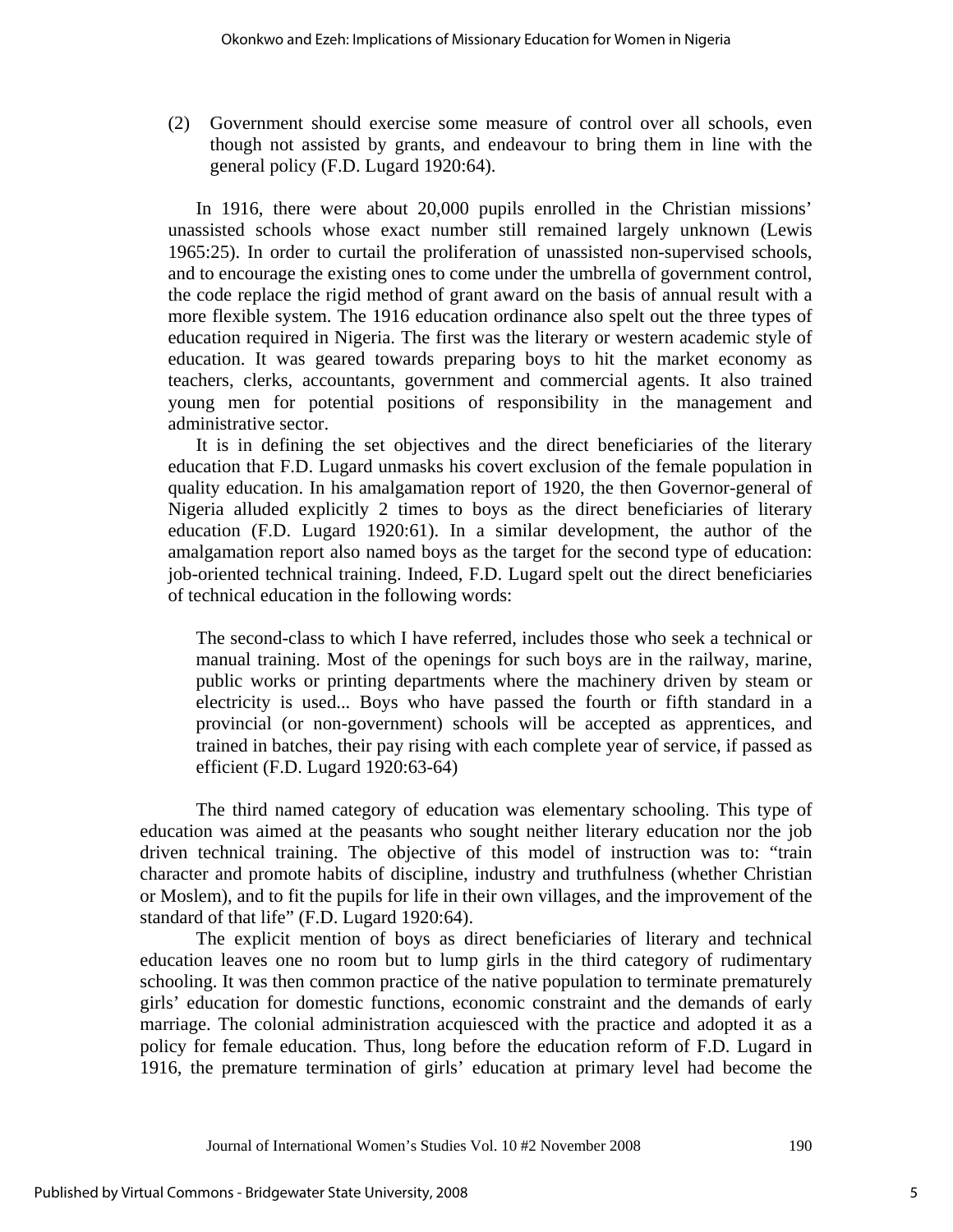(2) Government should exercise some measure of control over all schools, even though not assisted by grants, and endeavour to bring them in line with the general policy (F.D. Lugard 1920:64).

In 1916, there were about 20,000 pupils enrolled in the Christian missions' unassisted schools whose exact number still remained largely unknown (Lewis 1965:25). In order to curtail the proliferation of unassisted non-supervised schools, and to encourage the existing ones to come under the umbrella of government control, the code replace the rigid method of grant award on the basis of annual result with a more flexible system. The 1916 education ordinance also spelt out the three types of education required in Nigeria. The first was the literary or western academic style of education. It was geared towards preparing boys to hit the market economy as teachers, clerks, accountants, government and commercial agents. It also trained young men for potential positions of responsibility in the management and administrative sector.

It is in defining the set objectives and the direct beneficiaries of the literary education that F.D. Lugard unmasks his covert exclusion of the female population in quality education. In his amalgamation report of 1920, the then Governor-general of Nigeria alluded explicitly 2 times to boys as the direct beneficiaries of literary education (F.D. Lugard 1920:61). In a similar development, the author of the amalgamation report also named boys as the target for the second type of education: job-oriented technical training. Indeed, F.D. Lugard spelt out the direct beneficiaries of technical education in the following words:

> The second-class to which I have referred, includes those who seek a technical or manual training. Most of the openings for such boys are in the railway, marine, public works or printing departments where the machinery driven by steam or electricity is used... Boys who have passed the fourth or fifth standard in a provincial (or non-government) schools will be accepted as apprentices, and trained in batches, their pay rising with each complete year of service, if passed as efficient (F.D. Lugard 1920:63-64)

The third named category of education was elementary schooling. This type of education was aimed at the peasants who sought neither literary education nor the job driven technical training. The objective of this model of instruction was to: "train character and promote habits of discipline, industry and truthfulness (whether Christian or Moslem), and to fit the pupils for life in their own villages, and the improvement of the standard of that life" (F.D. Lugard 1920:64).

The explicit mention of boys as direct beneficiaries of literary and technical education leaves one no room but to lump girls in the third category of rudimentary schooling. It was then common practice of the native population to terminate prematurely girls' education for domestic functions, economic constraint and the demands of early marriage. The colonial administration acquiesced with the practice and adopted it as a policy for female education. Thus, long before the education reform of F.D. Lugard in 1916, the premature termination of girls' education at primary level had become the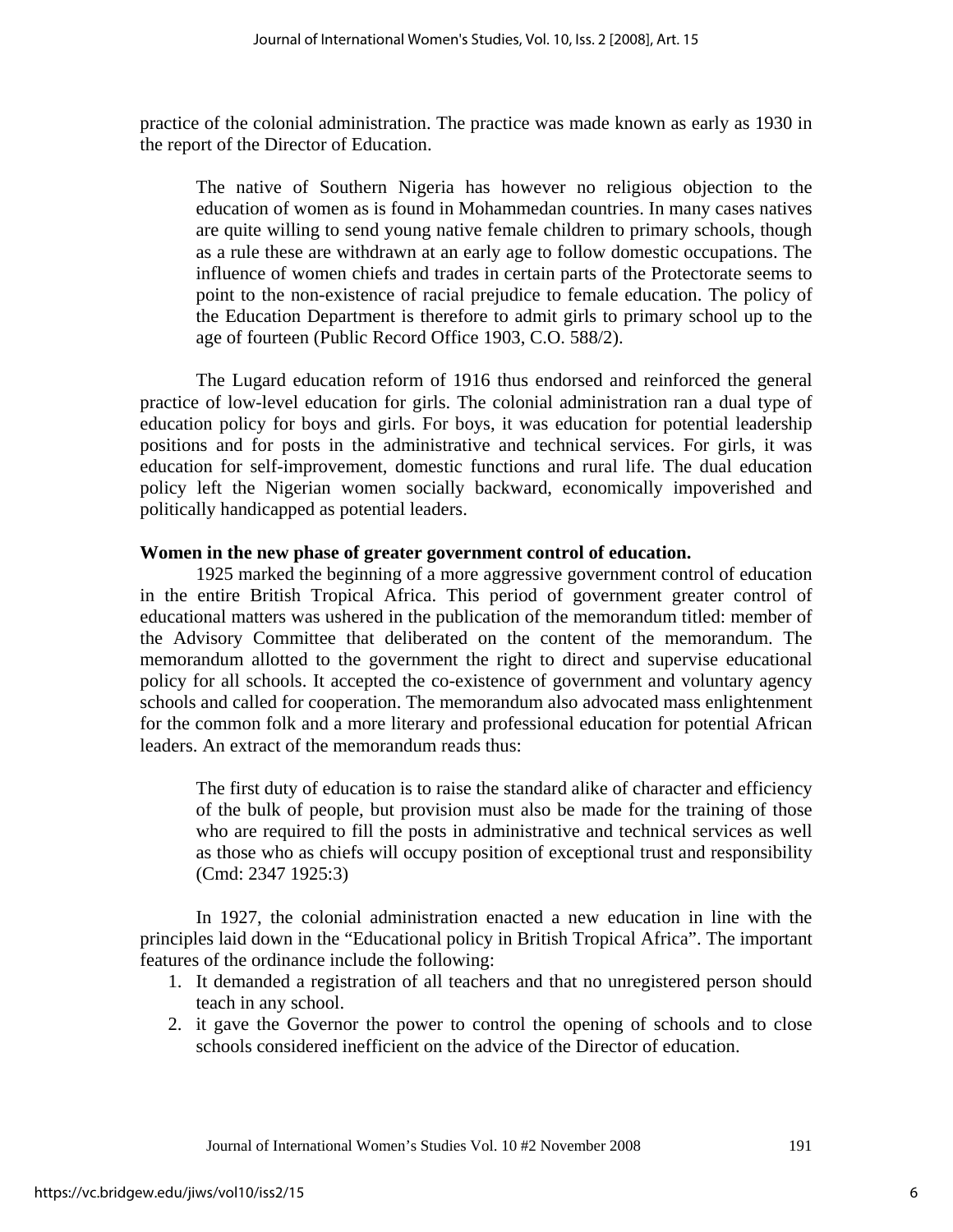practice of the colonial administration. The practice was made known as early as 1930 in the report of the Director of Education.

> The native of Southern Nigeria has however no religious objection to the education of women as is found in Mohammedan countries. In many cases natives are quite willing to send young native female children to primary schools, though as a rule these are withdrawn at an early age to follow domestic occupations. The influence of women chiefs and trades in certain parts of the Protectorate seems to point to the non-existence of racial prejudice to female education. The policy of the Education Department is therefore to admit girls to primary school up to the age of fourteen (Public Record Office 1903, C.O. 588/2).

The Lugard education reform of 1916 thus endorsed and reinforced the general practice of low-level education for girls. The colonial administration ran a dual type of education policy for boys and girls. For boys, it was education for potential leadership positions and for posts in the administrative and technical services. For girls, it was education for self-improvement, domestic functions and rural life. The dual education policy left the Nigerian women socially backward, economically impoverished and politically handicapped as potential leaders.

**Women in the new phase of greater government control of education.**

1925 marked the beginning of a more aggressive government control of education in the entire British Tropical Africa. This period of government greater control of educational matters was ushered in the publication of the memorandum titled: member of the Advisory Committee that deliberated on the content of the memorandum. The memorandum allotted to the government the right to direct and supervise educational policy for all schools. It accepted the co-existence of government and voluntary agency schools and called for cooperation. The memorandum also advocated mass enlightenment for the common folk and a more literary and professional education for potential African leaders. An extract of the memorandum reads thus:

> The first duty of education is to raise the standard alike of character and efficiency of the bulk of people, but provision must also be made for the training of those who are required to fill the posts in administrative and technical services as well as those who as chiefs will occupy position of exceptional trust and responsibility (Cmd: 2347 1925:3)

In 1927, the colonial administration enacted a new education in line with the principles laid down in the "Educational policy in British Tropical Africa". The important features of the ordinance include the following:

1. It demanded a registration of all teachers and that no unregistered person should teach in any school.
2. it gave the Governor the power to control the opening of schools and to close schools considered inefficient on the advice of the Director of education.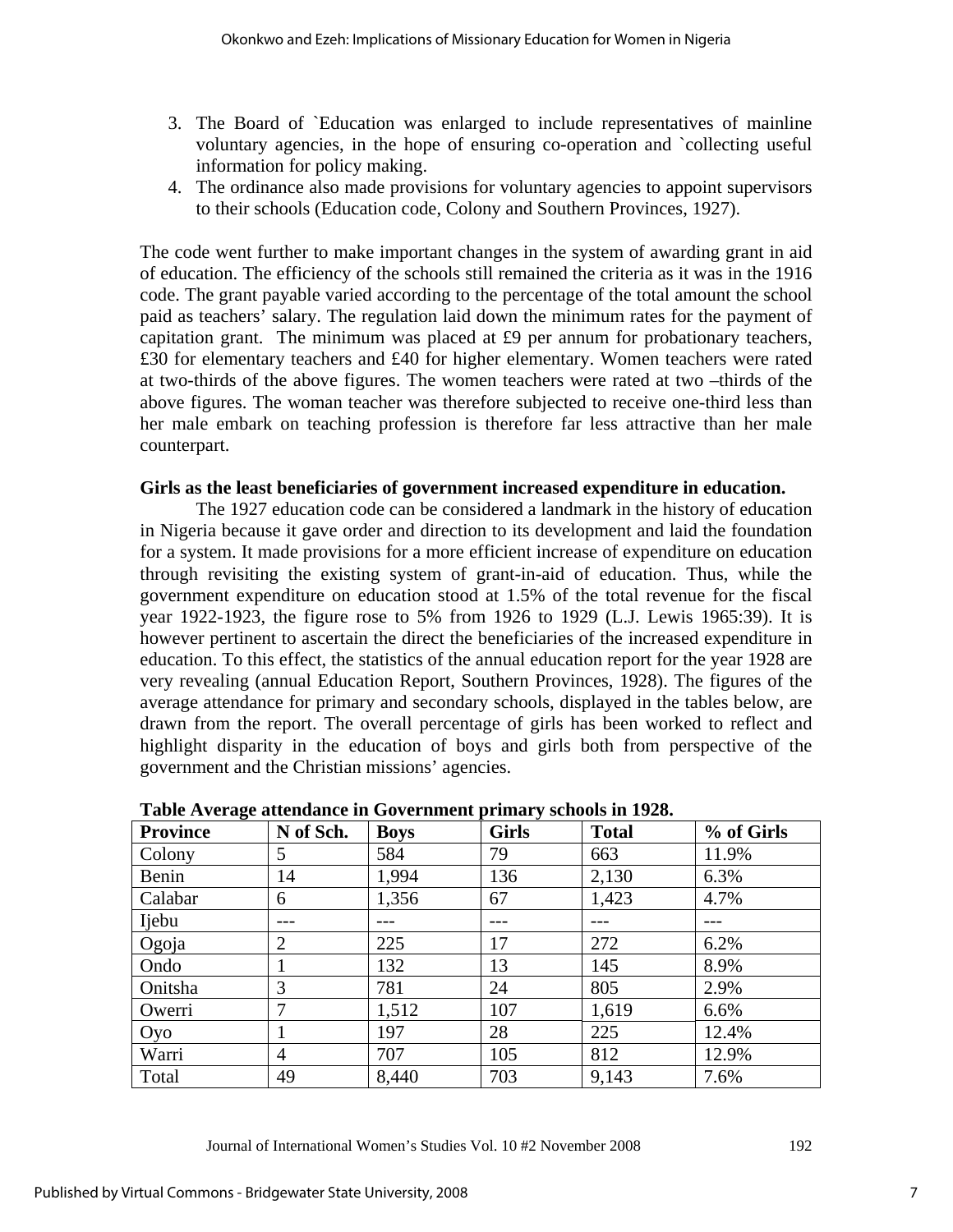3. The Board of `Education was enlarged to include representatives of mainline voluntary agencies, in the hope of ensuring co-operation and `collecting useful information for policy making.
4. The ordinance also made provisions for voluntary agencies to appoint supervisors to their schools (Education code, Colony and Southern Provinces, 1927).

The code went further to make important changes in the system of awarding grant in aid of education. The efficiency of the schools still remained the criteria as it was in the 1916 code. The grant payable varied according to the percentage of the total amount the school paid as teachers' salary. The regulation laid down the minimum rates for the payment of capitation grant. The minimum was placed at £9 per annum for probationary teachers, £30 for elementary teachers and £40 for higher elementary. Women teachers were rated at two-thirds of the above figures. The women teachers were rated at two –thirds of the above figures. The woman teacher was therefore subjected to receive one-third less than her male embark on teaching profession is therefore far less attractive than her male counterpart.

**Girls as the least beneficiaries of government increased expenditure in education.**

The 1927 education code can be considered a landmark in the history of education in Nigeria because it gave order and direction to its development and laid the foundation for a system. It made provisions for a more efficient increase of expenditure on education through revisiting the existing system of grant-in-aid of education. Thus, while the government expenditure on education stood at 1.5% of the total revenue for the fiscal year 1922-1923, the figure rose to 5% from 1926 to 1929 (L.J. Lewis 1965:39). It is however pertinent to ascertain the direct the beneficiaries of the increased expenditure in education. To this effect, the statistics of the annual education report for the year 1928 are very revealing (annual Education Report, Southern Provinces, 1928). The figures of the average attendance for primary and secondary schools, displayed in the tables below, are drawn from the report. The overall percentage of girls has been worked to reflect and highlight disparity in the education of boys and girls both from perspective of the government and the Christian missions' agencies.

**Table Average attendance in Government primary schools in 1928.**

| Province | N of Sch. | Boys | Girls | Total | % of Girls |
|---|---|---|---|---|---|
| Colony | 5 | 584 | 79 | 663 | 11.9% |
| Benin | 14 | 1,994 | 136 | 2,130 | 6.3% |
| Calabar | 6 | 1,356 | 67 | 1,423 | 4.7% |
| Ijebu | --- | --- | --- | --- | --- |
| Ogoja | 2 | 225 | 17 | 272 | 6.2% |
| Ondo | 1 | 132 | 13 | 145 | 8.9% |
| Onitsha | 3 | 781 | 24 | 805 | 2.9% |
| Owerri | 7 | 1,512 | 107 | 1,619 | 6.6% |
| Oyo | 1 | 197 | 28 | 225 | 12.4% |
| Warri | 4 | 707 | 105 | 812 | 12.9% |
| Total | 49 | 8,440 | 703 | 9,143 | 7.6% |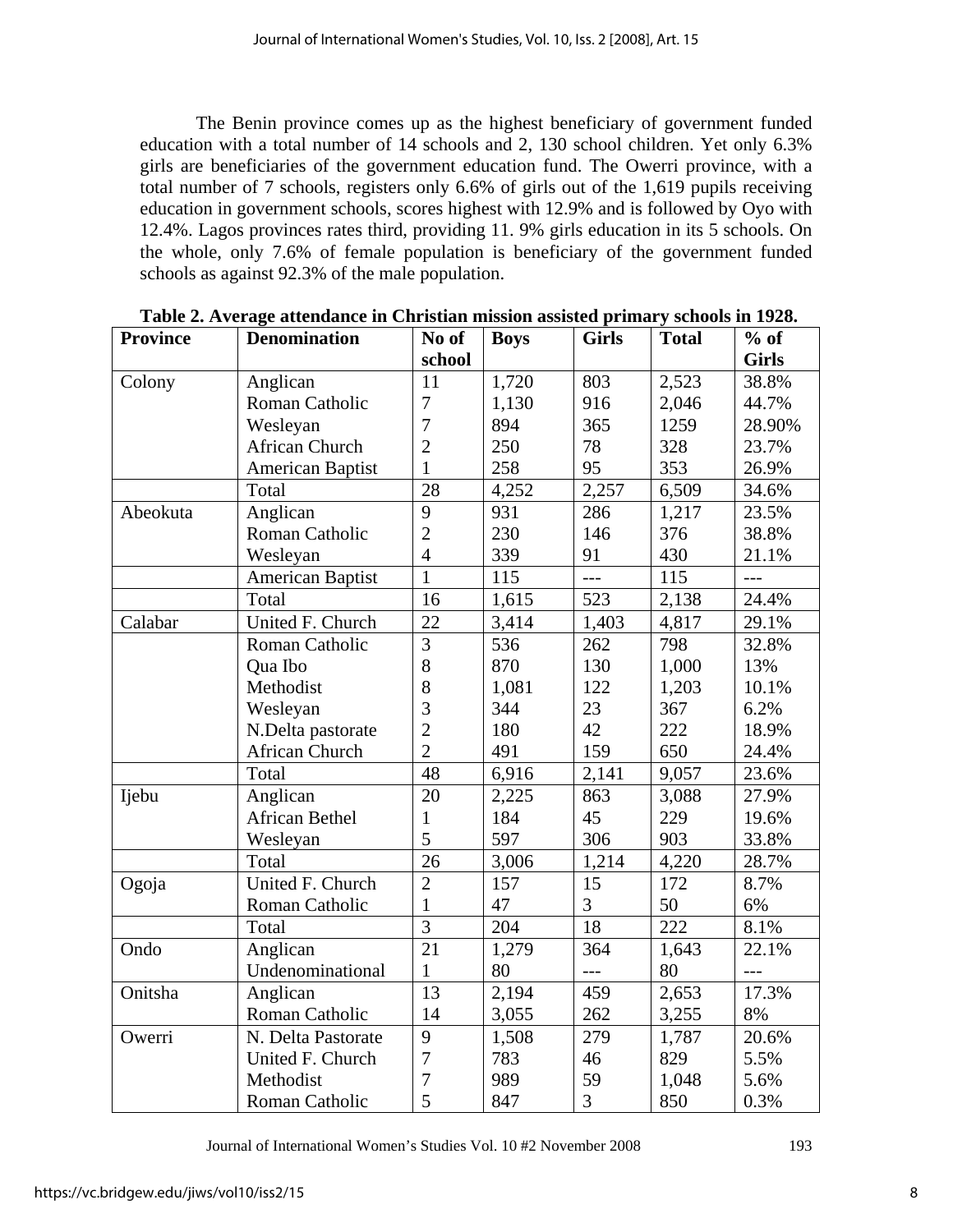The Benin province comes up as the highest beneficiary of government funded education with a total number of 14 schools and 2, 130 school children. Yet only 6.3% girls are beneficiaries of the government education fund. The Owerri province, with a total number of 7 schools, registers only 6.6% of girls out of the 1,619 pupils receiving education in government schools, scores highest with 12.9% and is followed by Oyo with 12.4%. Lagos provinces rates third, providing 11. 9% girls education in its 5 schools. On the whole, only 7.6% of female population is beneficiary of the government funded schools as against 92.3% of the male population.

**Table 2. Average attendance in Christian mission assisted primary schools in 1928.**

| Province | Denomination | No of school | Boys | Girls | Total | % of Girls |
|---|---|---|---|---|---|---|
| Colony | Anglican | 11 | 1,720 | 803 | 2,523 | 38.8% |
| | Roman Catholic | 7 | 1,130 | 916 | 2,046 | 44.7% |
| | Wesleyan | 7 | 894 | 365 | 1259 | 28.90% |
| | African Church | 2 | 250 | 78 | 328 | 23.7% |
| | American Baptist | 1 | 258 | 95 | 353 | 26.9% |
| | Total | 28 | 4,252 | 2,257 | 6,509 | 34.6% |
| Abeokuta | Anglican | 9 | 931 | 286 | 1,217 | 23.5% |
| | Roman Catholic | 2 | 230 | 146 | 376 | 38.8% |
| | Wesleyan | 4 | 339 | 91 | 430 | 21.1% |
| | American Baptist | 1 | 115 | --- | 115 | --- |
| | Total | 16 | 1,615 | 523 | 2,138 | 24.4% |
| Calabar | United F. Church | 22 | 3,414 | 1,403 | 4,817 | 29.1% |
| | Roman Catholic | 3 | 536 | 262 | 798 | 32.8% |
| | Qua Ibo | 8 | 870 | 130 | 1,000 | 13% |
| | Methodist | 8 | 1,081 | 122 | 1,203 | 10.1% |
| | Wesleyan | 3 | 344 | 23 | 367 | 6.2% |
| | N.Delta pastorate | 2 | 180 | 42 | 222 | 18.9% |
| | African Church | 2 | 491 | 159 | 650 | 24.4% |
| | Total | 48 | 6,916 | 2,141 | 9,057 | 23.6% |
| Ijebu | Anglican | 20 | 2,225 | 863 | 3,088 | 27.9% |
| | African Bethel | 1 | 184 | 45 | 229 | 19.6% |
| | Wesleyan | 5 | 597 | 306 | 903 | 33.8% |
| | Total | 26 | 3,006 | 1,214 | 4,220 | 28.7% |
| Ogoja | United F. Church | 2 | 157 | 15 | 172 | 8.7% |
| | Roman Catholic | 1 | 47 | 3 | 50 | 6% |
| | Total | 3 | 204 | 18 | 222 | 8.1% |
| Ondo | Anglican | 21 | 1,279 | 364 | 1,643 | 22.1% |
| | Undenominational | 1 | 80 | --- | 80 | --- |
| Onitsha | Anglican | 13 | 2,194 | 459 | 2,653 | 17.3% |
| | Roman Catholic | 14 | 3,055 | 262 | 3,255 | 8% |
| Owerri | N. Delta Pastorate | 9 | 1,508 | 279 | 1,787 | 20.6% |
| | United F. Church | 7 | 783 | 46 | 829 | 5.5% |
| | Methodist | 7 | 989 | 59 | 1,048 | 5.6% |
| | Roman Catholic | 5 | 847 | 3 | 850 | 0.3% |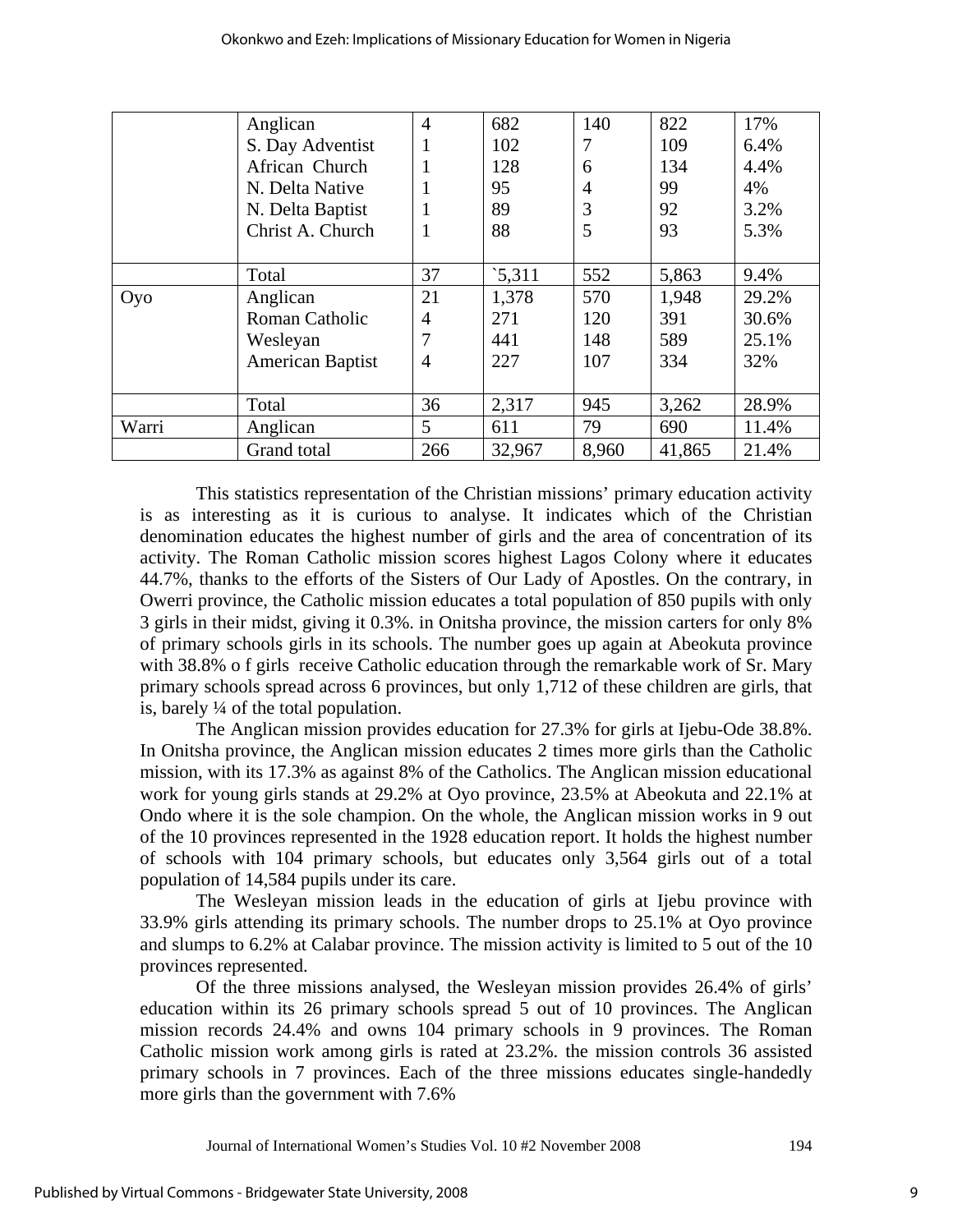| | | | | | | |
|---|---|---|---|---|---|---|
| | Anglican<br>S. Day Adventist<br>African Church<br>N. Delta Native<br>N. Delta Baptist<br>Christ A. Church | 4<br>1<br>1<br>1<br>1<br>1 | 682<br>102<br>128<br>95<br>89<br>88 | 140<br>7<br>6<br>4<br>3<br>5 | 822<br>109<br>134<br>99<br>92<br>93 | 17%<br>6.4%<br>4.4%<br>4%<br>3.2%<br>5.3% |
| | Total | 37 | `5,311 | 552 | 5,863 | 9.4% |
| Oyo | Anglican<br>Roman Catholic<br>Wesleyan<br>American Baptist | 21<br>4<br>7<br>4 | 1,378<br>271<br>441<br>227 | 570<br>120<br>148<br>107 | 1,948<br>391<br>589<br>334 | 29.2%<br>30.6%<br>25.1%<br>32% |
| | Total | 36 | 2,317 | 945 | 3,262 | 28.9% |
| Warri | Anglican | 5 | 611 | 79 | 690 | 11.4% |
| | Grand total | 266 | 32,967 | 8,960 | 41,865 | 21.4% |

This statistics representation of the Christian missions' primary education activity is as interesting as it is curious to analyse. It indicates which of the Christian denomination educates the highest number of girls and the area of concentration of its activity. The Roman Catholic mission scores highest Lagos Colony where it educates 44.7%, thanks to the efforts of the Sisters of Our Lady of Apostles. On the contrary, in Owerri province, the Catholic mission educates a total population of 850 pupils with only 3 girls in their midst, giving it 0.3%. in Onitsha province, the mission carters for only 8% of primary schools girls in its schools. The number goes up again at Abeokuta province with 38.8% o f girls receive Catholic education through the remarkable work of Sr. Mary primary schools spread across 6 provinces, but only 1,712 of these children are girls, that is, barely ¼ of the total population.

The Anglican mission provides education for 27.3% for girls at Ijebu-Ode 38.8%. In Onitsha province, the Anglican mission educates 2 times more girls than the Catholic mission, with its 17.3% as against 8% of the Catholics. The Anglican mission educational work for young girls stands at 29.2% at Oyo province, 23.5% at Abeokuta and 22.1% at Ondo where it is the sole champion. On the whole, the Anglican mission works in 9 out of the 10 provinces represented in the 1928 education report. It holds the highest number of schools with 104 primary schools, but educates only 3,564 girls out of a total population of 14,584 pupils under its care.

The Wesleyan mission leads in the education of girls at Ijebu province with 33.9% girls attending its primary schools. The number drops to 25.1% at Oyo province and slumps to 6.2% at Calabar province. The mission activity is limited to 5 out of the 10 provinces represented.

Of the three missions analysed, the Wesleyan mission provides 26.4% of girls' education within its 26 primary schools spread 5 out of 10 provinces. The Anglican mission records 24.4% and owns 104 primary schools in 9 provinces. The Roman Catholic mission work among girls is rated at 23.2%. the mission controls 36 assisted primary schools in 7 provinces. Each of the three missions educates single-handedly more girls than the government with 7.6%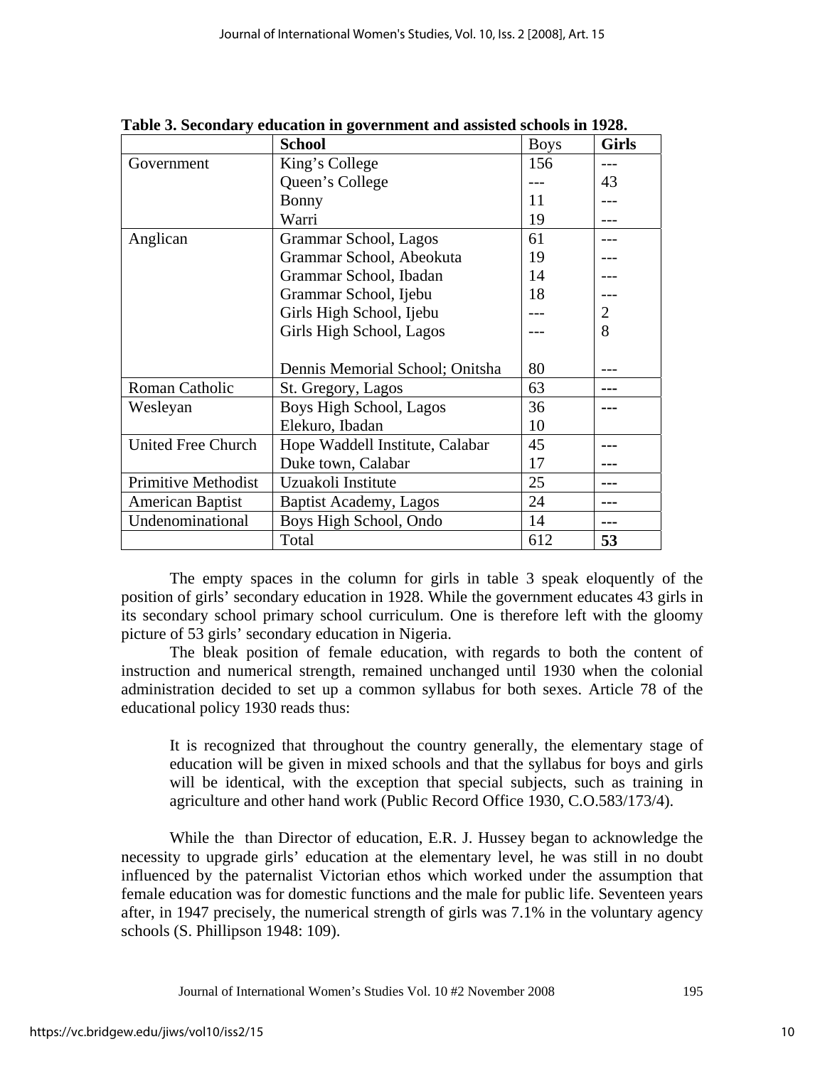**Table 3. Secondary education in government and assisted schools in 1928.**

| | **School** | Boys | **Girls** |
|---|---|---|---|
| Government | King's College | 156 | --- |
| | Queen's College | --- | 43 |
| | Bonny | 11 | --- |
| | Warri | 19 | --- |
| Anglican | Grammar School, Lagos | 61 | --- |
| | Grammar School, Abeokuta | 19 | --- |
| | Grammar School, Ibadan | 14 | --- |
| | Grammar School, Ijebu | 18 | --- |
| | Girls High School, Ijebu | --- | 2 |
| | Girls High School, Lagos | --- | 8 |
| | Dennis Memorial School; Onitsha | 80 | --- |
| Roman Catholic | St. Gregory, Lagos | 63 | --- |
| Wesleyan | Boys High School, Lagos | 36 | --- |
| | Elekuro, Ibadan | 10 | |
| United Free Church | Hope Waddell Institute, Calabar | 45 | --- |
| | Duke town, Calabar | 17 | --- |
| Primitive Methodist | Uzuakoli Institute | 25 | --- |
| American Baptist | Baptist Academy, Lagos | 24 | --- |
| Undenominational | Boys High School, Ondo | 14 | --- |
| | Total | 612 | **53** |

The empty spaces in the column for girls in table 3 speak eloquently of the position of girls' secondary education in 1928. While the government educates 43 girls in its secondary school primary school curriculum. One is therefore left with the gloomy picture of 53 girls' secondary education in Nigeria.

The bleak position of female education, with regards to both the content of instruction and numerical strength, remained unchanged until 1930 when the colonial administration decided to set up a common syllabus for both sexes. Article 78 of the educational policy 1930 reads thus:

> It is recognized that throughout the country generally, the elementary stage of education will be given in mixed schools and that the syllabus for boys and girls will be identical, with the exception that special subjects, such as training in agriculture and other hand work (Public Record Office 1930, C.O.583/173/4).

While the than Director of education, E.R. J. Hussey began to acknowledge the necessity to upgrade girls' education at the elementary level, he was still in no doubt influenced by the paternalist Victorian ethos which worked under the assumption that female education was for domestic functions and the male for public life. Seventeen years after, in 1947 precisely, the numerical strength of girls was 7.1% in the voluntary agency schools (S. Phillipson 1948: 109).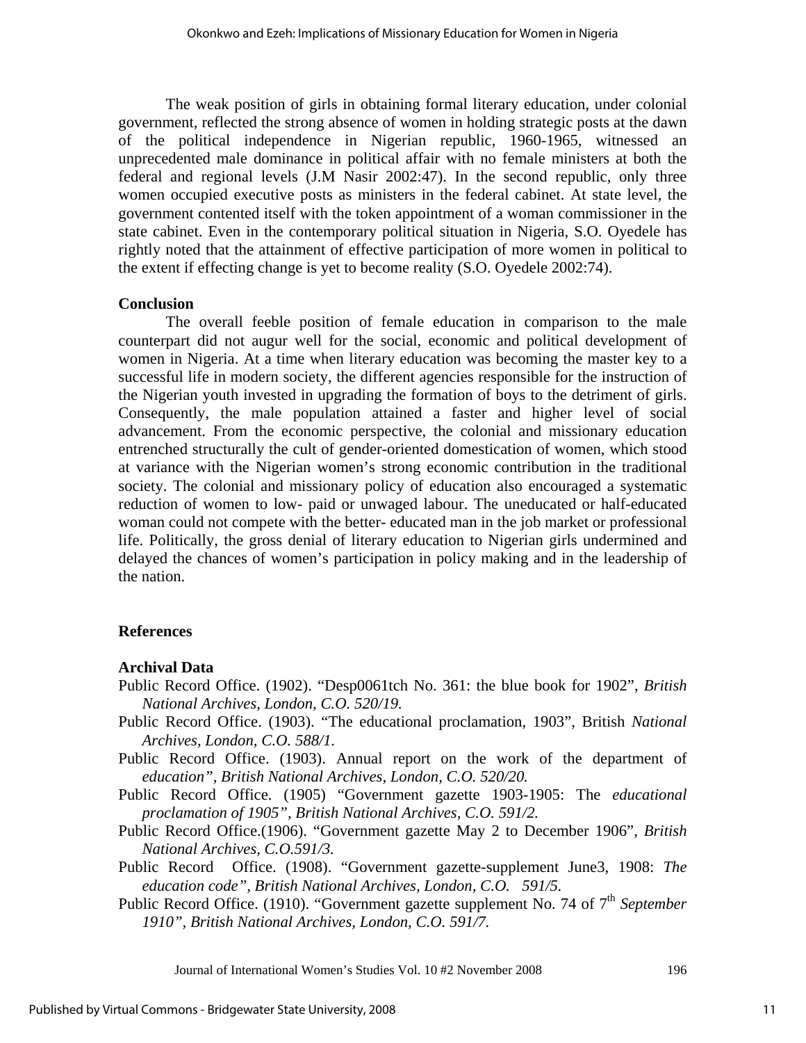The weak position of girls in obtaining formal literary education, under colonial government, reflected the strong absence of women in holding strategic posts at the dawn of the political independence in Nigerian republic, 1960-1965, witnessed an unprecedented male dominance in political affair with no female ministers at both the federal and regional levels (J.M Nasir 2002:47). In the second republic, only three women occupied executive posts as ministers in the federal cabinet. At state level, the government contented itself with the token appointment of a woman commissioner in the state cabinet. Even in the contemporary political situation in Nigeria, S.O. Oyedele has rightly noted that the attainment of effective participation of more women in political to the extent if effecting change is yet to become reality (S.O. Oyedele 2002:74).

### Conclusion

The overall feeble position of female education in comparison to the male counterpart did not augur well for the social, economic and political development of women in Nigeria. At a time when literary education was becoming the master key to a successful life in modern society, the different agencies responsible for the instruction of the Nigerian youth invested in upgrading the formation of boys to the detriment of girls. Consequently, the male population attained a faster and higher level of social advancement. From the economic perspective, the colonial and missionary education entrenched structurally the cult of gender-oriented domestication of women, which stood at variance with the Nigerian women's strong economic contribution in the traditional society. The colonial and missionary policy of education also encouraged a systematic reduction of women to low- paid or unwaged labour. The uneducated or half-educated woman could not compete with the better- educated man in the job market or professional life. Politically, the gross denial of literary education to Nigerian girls undermined and delayed the chances of women's participation in policy making and in the leadership of the nation.

## References

### Archival Data

Public Record Office. (1902). "Desp0061tch No. 361: the blue book for 1902", *British National Archives, London, C.O. 520/19.*

Public Record Office. (1903). "The educational proclamation, 1903", British *National Archives, London, C.O. 588/1.*

Public Record Office. (1903). Annual report on the work of the department of *education", British National Archives, London, C.O. 520/20.*

Public Record Office. (1905) "Government gazette 1903-1905: The *educational proclamation of 1905", British National Archives, C.O. 591/2.*

Public Record Office.(1906). "Government gazette May 2 to December 1906", *British National Archives, C.O.591/3.*

Public Record Office. (1908). "Government gazette-supplement June3, 1908: *The education code", British National Archives, London, C.O. 591/5.*

Public Record Office. (1910). "Government gazette supplement No. 74 of 7th *September 1910", British National Archives, London, C.O. 591/7.*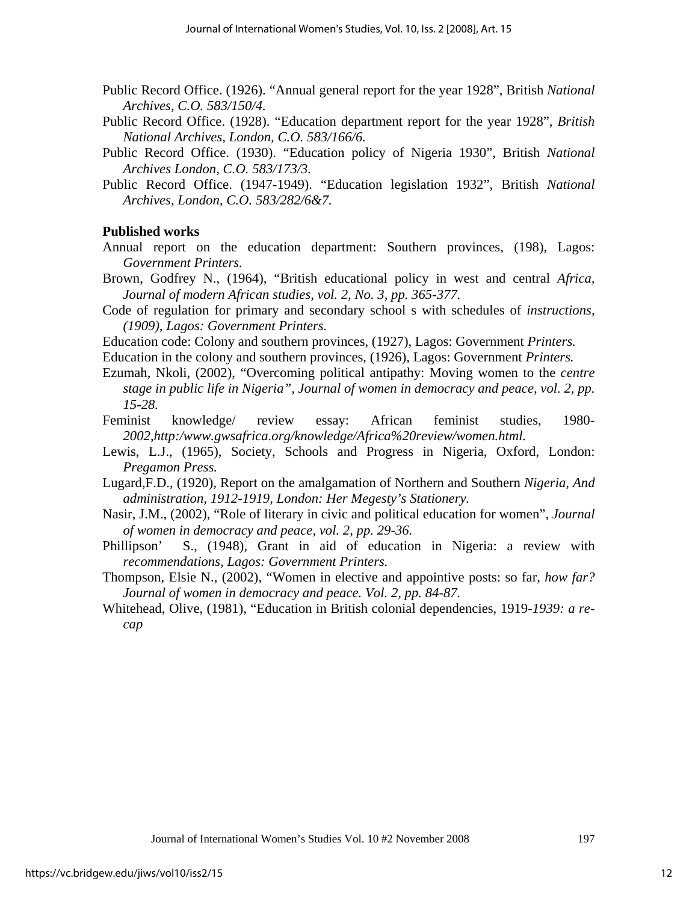Public Record Office. (1926). "Annual general report for the year 1928", British *National Archives, C.O. 583/150/4.*

Public Record Office. (1928). "Education department report for the year 1928", *British National Archives, London, C.O. 583/166/6.*

Public Record Office. (1930). "Education policy of Nigeria 1930", British *National Archives London, C.O. 583/173/3.*

Public Record Office. (1947-1949). "Education legislation 1932", British *National Archives, London, C.O. 583/282/6&7.*

**Published works**

Annual report on the education department: Southern provinces, (198), Lagos: *Government Printers.*

Brown, Godfrey N., (1964), "British educational policy in west and central *Africa, Journal of modern African studies, vol. 2, No. 3, pp. 365-377.*

Code of regulation for primary and secondary school s with schedules of *instructions, (1909), Lagos: Government Printers.*

Education code: Colony and southern provinces, (1927), Lagos: Government *Printers.*

Education in the colony and southern provinces, (1926), Lagos: Government *Printers.*

Ezumah, Nkoli, (2002), "Overcoming political antipathy: Moving women to the *centre stage in public life in Nigeria", Journal of women in democracy and peace, vol. 2, pp. 15-28.*

Feminist knowledge/ review essay: African feminist studies, 1980-*2002,http:/www.gwsafrica.org/knowledge/Africa%20review/women.html.*

Lewis, L.J., (1965), Society, Schools and Progress in Nigeria, Oxford, London: *Pregamon Press.*

Lugard,F.D., (1920), Report on the amalgamation of Northern and Southern *Nigeria, And administration, 1912-1919, London: Her Megesty's Stationery.*

Nasir, J.M., (2002), "Role of literary in civic and political education for women", *Journal of women in democracy and peace, vol. 2, pp. 29-36.*

Phillipson' S., (1948), Grant in aid of education in Nigeria: a review with *recommendations, Lagos: Government Printers.*

Thompson, Elsie N., (2002), "Women in elective and appointive posts: so far, *how far? Journal of women in democracy and peace. Vol. 2, pp. 84-87.*

Whitehead, Olive, (1981), "Education in British colonial dependencies, 1919-*1939: a re-cap*